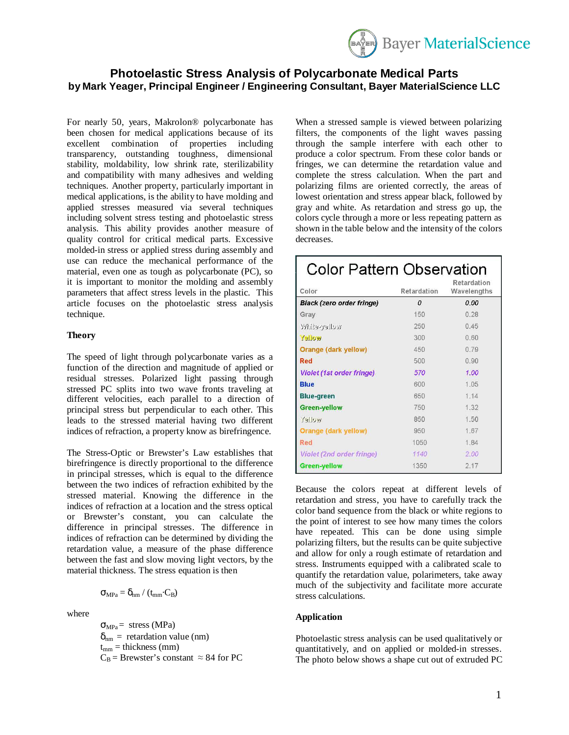# Photoelastic Stress Analysis of Polycarbonate Medical Parts

**by Mark Yeager, Principal Engineer / Engineering Consultant, Bayer MaterialScience LLC**

For nearly 50, years, Makrolon® polycarbonate has been chosen for medical applications because of its excellent combination of properties including transparency, outstanding toughness, dimensional stability, moldability, low shrink rate, sterilizability and compatibility with many adhesives and welding techniques. Another property, particularly important in medical applications, is the ability to have molding and applied stresses measured via several techniques including solvent stress testing and photoelastic stress analysis. This ability provides another measure of quality control for critical medical parts. Excessive molded-in stress or applied stress during assembly and use can reduce the mechanical performance of the material, even one as tough as polycarbonate (PC), so it is important to monitor the molding and assembly parameters that affect stress levels in the plastic. This article focuses on the photoelastic stress analysis technique.

## Theory

The speed of light through polycarbonate varies as a function of the direction and magnitude of applied or residual stresses. Polarized light passing through stressed PC splits into two wave fronts traveling at different velocities, each parallel to a direction of principal stress but perpendicular to each other. This leads to the stressed material having two different indices of refraction, a property know as birefringence.

The Stress-Optic or Brewster's Law establishes that birefringence is directly proportional to the difference in principal stresses, which is equal to the difference between the two indices of refraction exhibited by the stressed material. Knowing the difference in the indices of refraction at a location and the stress optical or Brewster's constant, you can calculate the difference in principal stresses. The difference in indices of refraction can be determined by dividing the retardation value, a measure of the phase difference between the fast and slow moving light vectors, by the material thickness. The stress equation is then

$$\sigma_{MPa} = \delta_{nm} / (t_{mm} \cdot C_B)$$

where

$\sigma_{MPa}$ = stress (MPa)
$\delta_{nm}$ = retardation value (nm)
$t_{mm}$ = thickness (mm)
$C_B$ = Brewster's constant ≈ 84 for PC

When a stressed sample is viewed between polarizing filters, the components of the light waves passing through the sample interfere with each other to produce a color spectrum. From these color bands or fringes, we can determine the retardation value and complete the stress calculation. When the part and polarizing films are oriented correctly, the areas of lowest orientation and stress appear black, followed by gray and white. As retardation and stress go up, the colors cycle through a more or less repeating pattern as shown in the table below and the intensity of the colors decreases.

**Color Pattern Observation**

| Color | Retardation | Retardation Wavelengths |
|---|---|---|
| *Black (zero order fringe)* | *0* | *0.00* |
| Gray | 150 | 0.28 |
| White-yellow | 250 | 0.45 |
| Yellow | 300 | 0.60 |
| Orange (dark yellow) | 450 | 0.79 |
| Red | 500 | 0.90 |
| *Violet (1st order fringe)* | *570* | *1.00* |
| Blue | 600 | 1.05 |
| Blue-green | 650 | 1.14 |
| Green-yellow | 750 | 1.32 |
| Yellow | 850 | 1.50 |
| Orange (dark yellow) | 950 | 1.67 |
| Red | 1050 | 1.84 |
| *Violet (2nd order fringe)* | *1140* | *2.00* |
| Green-yellow | 1350 | 2.17 |

Because the colors repeat at different levels of retardation and stress, you have to carefully track the color band sequence from the black or white regions to the point of interest to see how many times the colors have repeated. This can be done using simple polarizing filters, but the results can be quite subjective and allow for only a rough estimate of retardation and stress. Instruments equipped with a calibrated scale to quantify the retardation value, polarimeters, take away much of the subjectivity and facilitate more accurate stress calculations.

## Application

Photoelastic stress analysis can be used qualitatively or quantitatively, and on applied or molded-in stresses. The photo below shows a shape cut out of extruded PC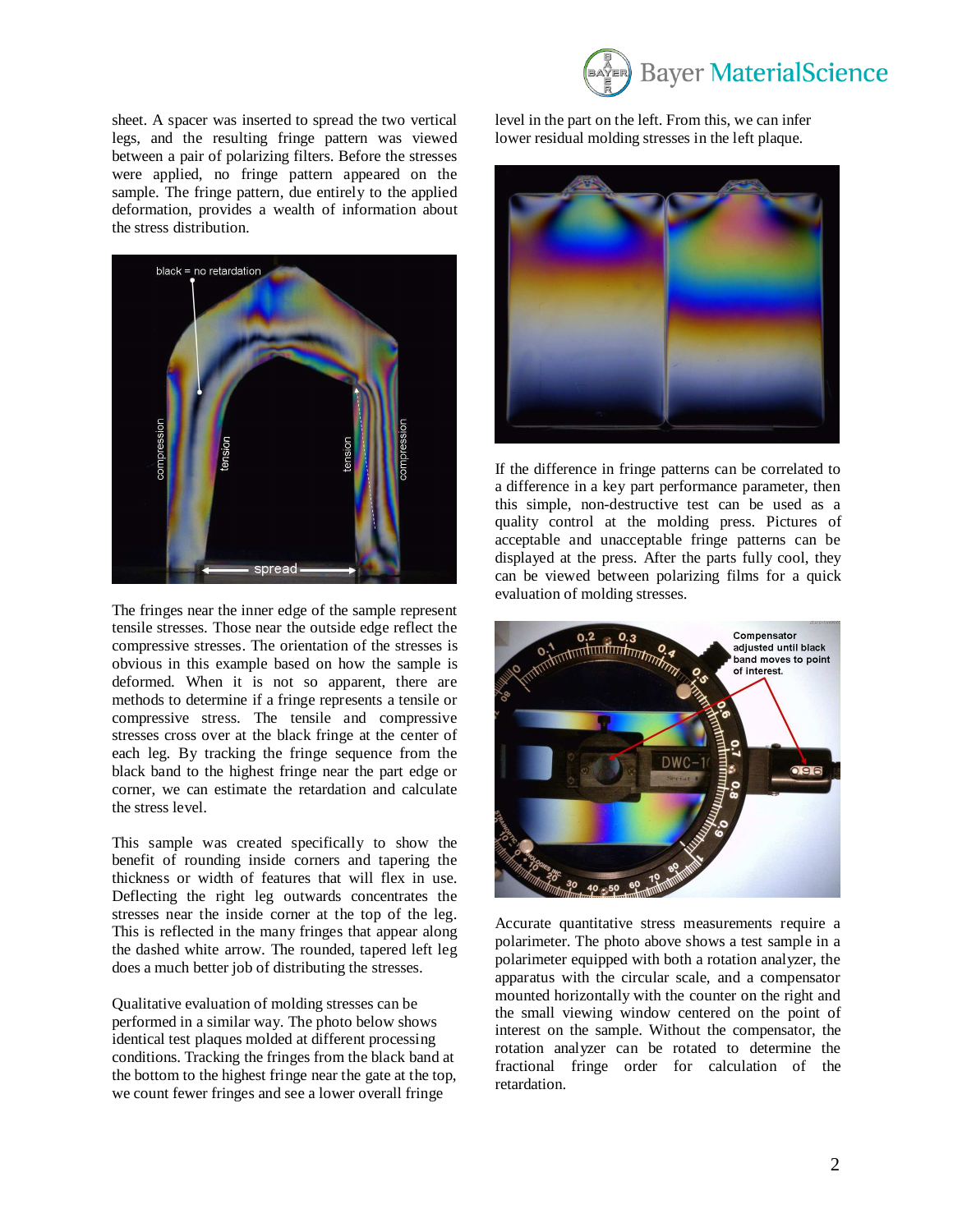sheet. A spacer was inserted to spread the two vertical legs, and the resulting fringe pattern was viewed between a pair of polarizing filters. Before the stresses were applied, no fringe pattern appeared on the sample. The fringe pattern, due entirely to the applied deformation, provides a wealth of information about the stress distribution.

The fringes near the inner edge of the sample represent tensile stresses. Those near the outside edge reflect the compressive stresses. The orientation of the stresses is obvious in this example based on how the sample is deformed. When it is not so apparent, there are methods to determine if a fringe represents a tensile or compressive stress. The tensile and compressive stresses cross over at the black fringe at the center of each leg. By tracking the fringe sequence from the black band to the highest fringe near the part edge or corner, we can estimate the retardation and calculate the stress level.

This sample was created specifically to show the benefit of rounding inside corners and tapering the thickness or width of features that will flex in use. Deflecting the right leg outwards concentrates the stresses near the inside corner at the top of the leg. This is reflected in the many fringes that appear along the dashed white arrow. The rounded, tapered left leg does a much better job of distributing the stresses.

Qualitative evaluation of molding stresses can be performed in a similar way. The photo below shows identical test plaques molded at different processing conditions. Tracking the fringes from the black band at the bottom to the highest fringe near the gate at the top, we count fewer fringes and see a lower overall fringe level in the part on the left. From this, we can infer lower residual molding stresses in the left plaque.

If the difference in fringe patterns can be correlated to a difference in a key part performance parameter, then this simple, non-destructive test can be used as a quality control at the molding press. Pictures of acceptable and unacceptable fringe patterns can be displayed at the press. After the parts fully cool, they can be viewed between polarizing films for a quick evaluation of molding stresses.

Accurate quantitative stress measurements require a polarimeter. The photo above shows a test sample in a polarimeter equipped with both a rotation analyzer, the apparatus with the circular scale, and a compensator mounted horizontally with the counter on the right and the small viewing window centered on the point of interest on the sample. Without the compensator, the rotation analyzer can be rotated to determine the fractional fringe order for calculation of the retardation.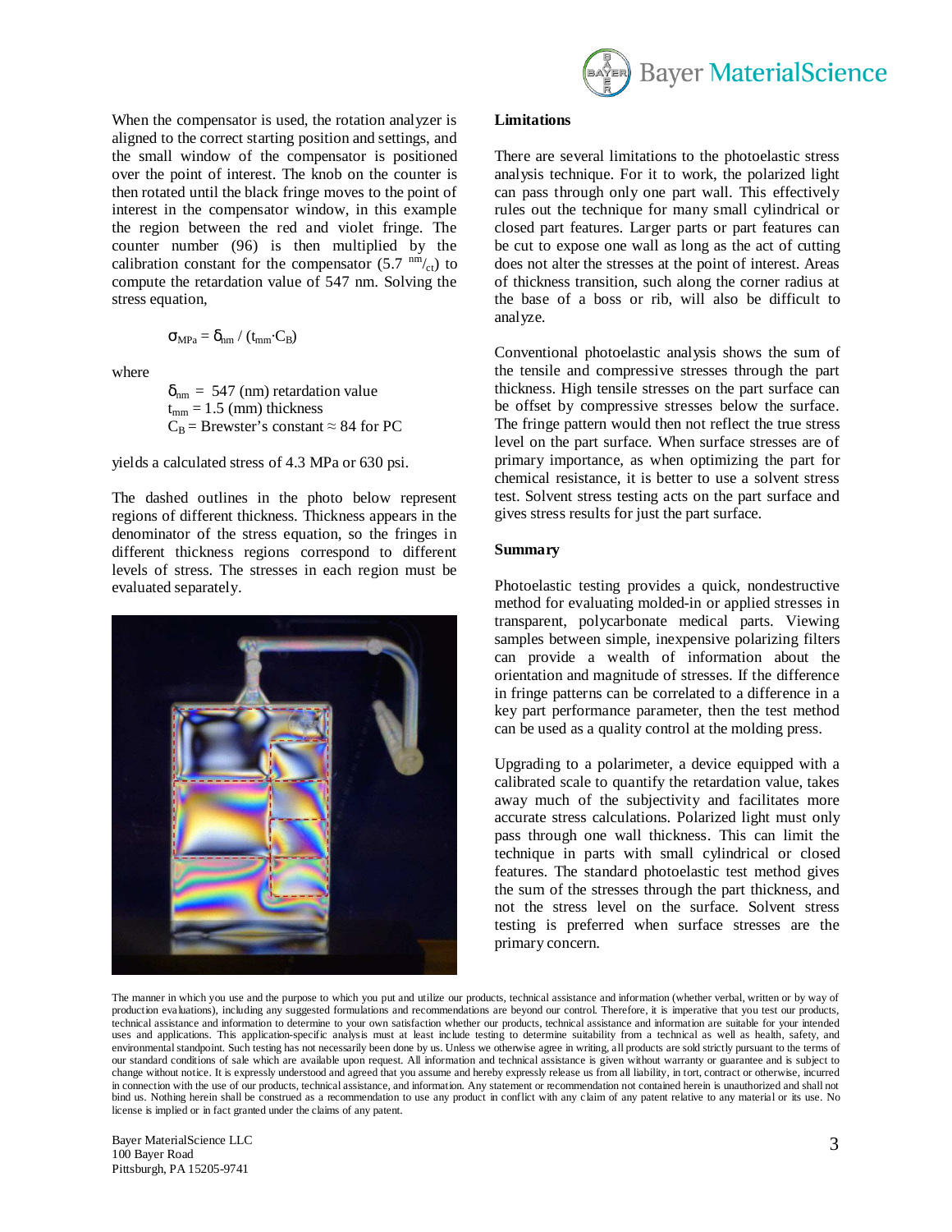When the compensator is used, the rotation analyzer is aligned to the correct starting position and settings, and the small window of the compensator is positioned over the point of interest. The knob on the counter is then rotated until the black fringe moves to the point of interest in the compensator window, in this example the region between the red and violet fringe. The counter number (96) is then multiplied by the calibration constant for the compensator (5.7 $^{nm}/_{ct}$) to compute the retardation value of 547 nm. Solving the stress equation,

$$\sigma_{MPa} = \delta_{nm} / (t_{mm} \cdot C_B)$$

where

$\delta_{nm}$ = 547 (nm) retardation value
$t_{mm}$ = 1.5 (mm) thickness
$C_B$ = Brewster's constant ≈ 84 for PC

yields a calculated stress of 4.3 MPa or 630 psi.

The dashed outlines in the photo below represent regions of different thickness. Thickness appears in the denominator of the stress equation, so the fringes in different thickness regions correspond to different levels of stress. The stresses in each region must be evaluated separately.

**Limitations**

There are several limitations to the photoelastic stress analysis technique. For it to work, the polarized light can pass through only one part wall. This effectively rules out the technique for many small cylindrical or closed part features. Larger parts or part features can be cut to expose one wall as long as the act of cutting does not alter the stresses at the point of interest. Areas of thickness transition, such along the corner radius at the base of a boss or rib, will also be difficult to analyze.

Conventional photoelastic analysis shows the sum of the tensile and compressive stresses through the part thickness. High tensile stresses on the part surface can be offset by compressive stresses below the surface. The fringe pattern would then not reflect the true stress level on the part surface. When surface stresses are of primary importance, as when optimizing the part for chemical resistance, it is better to use a solvent stress test. Solvent stress testing acts on the part surface and gives stress results for just the part surface.

**Summary**

Photoelastic testing provides a quick, nondestructive method for evaluating molded-in or applied stresses in transparent, polycarbonate medical parts. Viewing samples between simple, inexpensive polarizing filters can provide a wealth of information about the orientation and magnitude of stresses. If the difference in fringe patterns can be correlated to a difference in a key part performance parameter, then the test method can be used as a quality control at the molding press.

Upgrading to a polarimeter, a device equipped with a calibrated scale to quantify the retardation value, takes away much of the subjectivity and facilitates more accurate stress calculations. Polarized light must only pass through one wall thickness. This can limit the technique in parts with small cylindrical or closed features. The standard photoelastic test method gives the sum of the stresses through the part thickness, and not the stress level on the surface. Solvent stress testing is preferred when surface stresses are the primary concern.

The manner in which you use and the purpose to which you put and utilize our products, technical assistance and information (whether verbal, written or by way of production evaluations), including any suggested formulations and recommendations are beyond our control. Therefore, it is imperative that you test our products, technical assistance and information to determine to your own satisfaction whether our products, technical assistance and information are suitable for your intended uses and applications. This application-specific analysis must at least include testing to determine suitability from a technical as well as health, safety, and environmental standpoint. Such testing has not necessarily been done by us. Unless we otherwise agree in writing, all products are sold strictly pursuant to the terms of our standard conditions of sale which are available upon request. All information and technical assistance is given without warranty or guarantee and is subject to change without notice. It is expressly understood and agreed that you assume and hereby expressly release us from all liability, in tort, contract or otherwise, incurred in connection with the use of our products, technical assistance, and information. Any statement or recommendation not contained herein is unauthorized and shall not bind us. Nothing herein shall be construed as a recommendation to use any product in conflict with any claim of any patent relative to any material or its use. No license is implied or in fact granted under the claims of any patent.

Bayer MaterialScience LLC
100 Bayer Road
Pittsburgh, PA 15205-9741